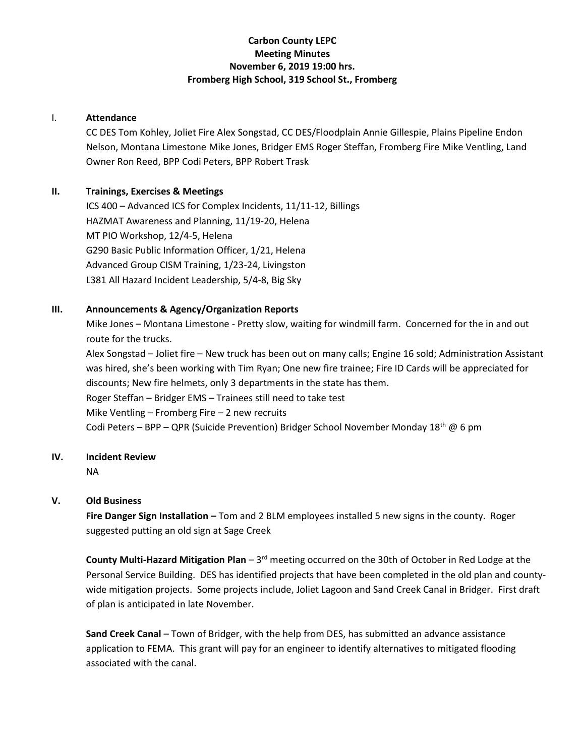**Carbon County LEPC**
**Meeting Minutes**
**November 6, 2019 19:00 hrs.**
**Fromberg High School, 319 School St., Fromberg**

## I. Attendance

CC DES Tom Kohley, Joliet Fire Alex Songstad, CC DES/Floodplain Annie Gillespie, Plains Pipeline Endon Nelson, Montana Limestone Mike Jones, Bridger EMS Roger Steffan, Fromberg Fire Mike Ventling, Land Owner Ron Reed, BPP Codi Peters, BPP Robert Trask

## II. Trainings, Exercises & Meetings

ICS 400 – Advanced ICS for Complex Incidents, 11/11-12, Billings
HAZMAT Awareness and Planning, 11/19-20, Helena
MT PIO Workshop, 12/4-5, Helena
G290 Basic Public Information Officer, 1/21, Helena
Advanced Group CISM Training, 1/23-24, Livingston
L381 All Hazard Incident Leadership, 5/4-8, Big Sky

## III. Announcements & Agency/Organization Reports

Mike Jones – Montana Limestone - Pretty slow, waiting for windmill farm. Concerned for the in and out route for the trucks.
Alex Songstad – Joliet fire – New truck has been out on many calls; Engine 16 sold; Administration Assistant was hired, she's been working with Tim Ryan; One new fire trainee; Fire ID Cards will be appreciated for discounts; New fire helmets, only 3 departments in the state has them.
Roger Steffan – Bridger EMS – Trainees still need to take test
Mike Ventling – Fromberg Fire – 2 new recruits
Codi Peters – BPP – QPR (Suicide Prevention) Bridger School November Monday 18th @ 6 pm

## IV. Incident Review

NA

## V. Old Business

**Fire Danger Sign Installation –** Tom and 2 BLM employees installed 5 new signs in the county. Roger suggested putting an old sign at Sage Creek

**County Multi-Hazard Mitigation Plan** – 3rd meeting occurred on the 30th of October in Red Lodge at the Personal Service Building. DES has identified projects that have been completed in the old plan and county-wide mitigation projects. Some projects include, Joliet Lagoon and Sand Creek Canal in Bridger. First draft of plan is anticipated in late November.

**Sand Creek Canal** – Town of Bridger, with the help from DES, has submitted an advance assistance application to FEMA. This grant will pay for an engineer to identify alternatives to mitigated flooding associated with the canal.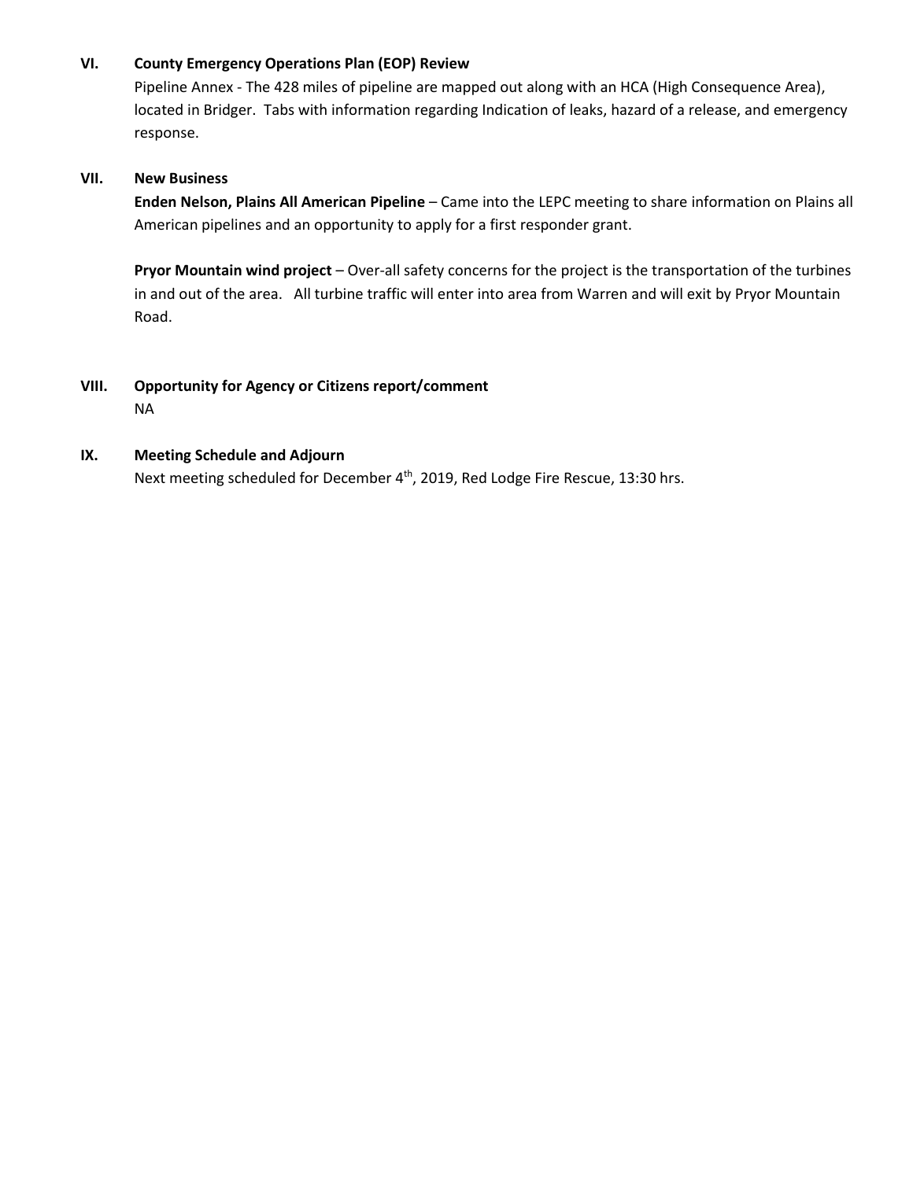## VI. County Emergency Operations Plan (EOP) Review

Pipeline Annex - The 428 miles of pipeline are mapped out along with an HCA (High Consequence Area), located in Bridger. Tabs with information regarding Indication of leaks, hazard of a release, and emergency response.

## VII. New Business

**Enden Nelson, Plains All American Pipeline** – Came into the LEPC meeting to share information on Plains all American pipelines and an opportunity to apply for a first responder grant.

**Pryor Mountain wind project** – Over-all safety concerns for the project is the transportation of the turbines in and out of the area. All turbine traffic will enter into area from Warren and will exit by Pryor Mountain Road.

## VIII. Opportunity for Agency or Citizens report/comment

NA

## IX. Meeting Schedule and Adjourn

Next meeting scheduled for December 4th, 2019, Red Lodge Fire Rescue, 13:30 hrs.